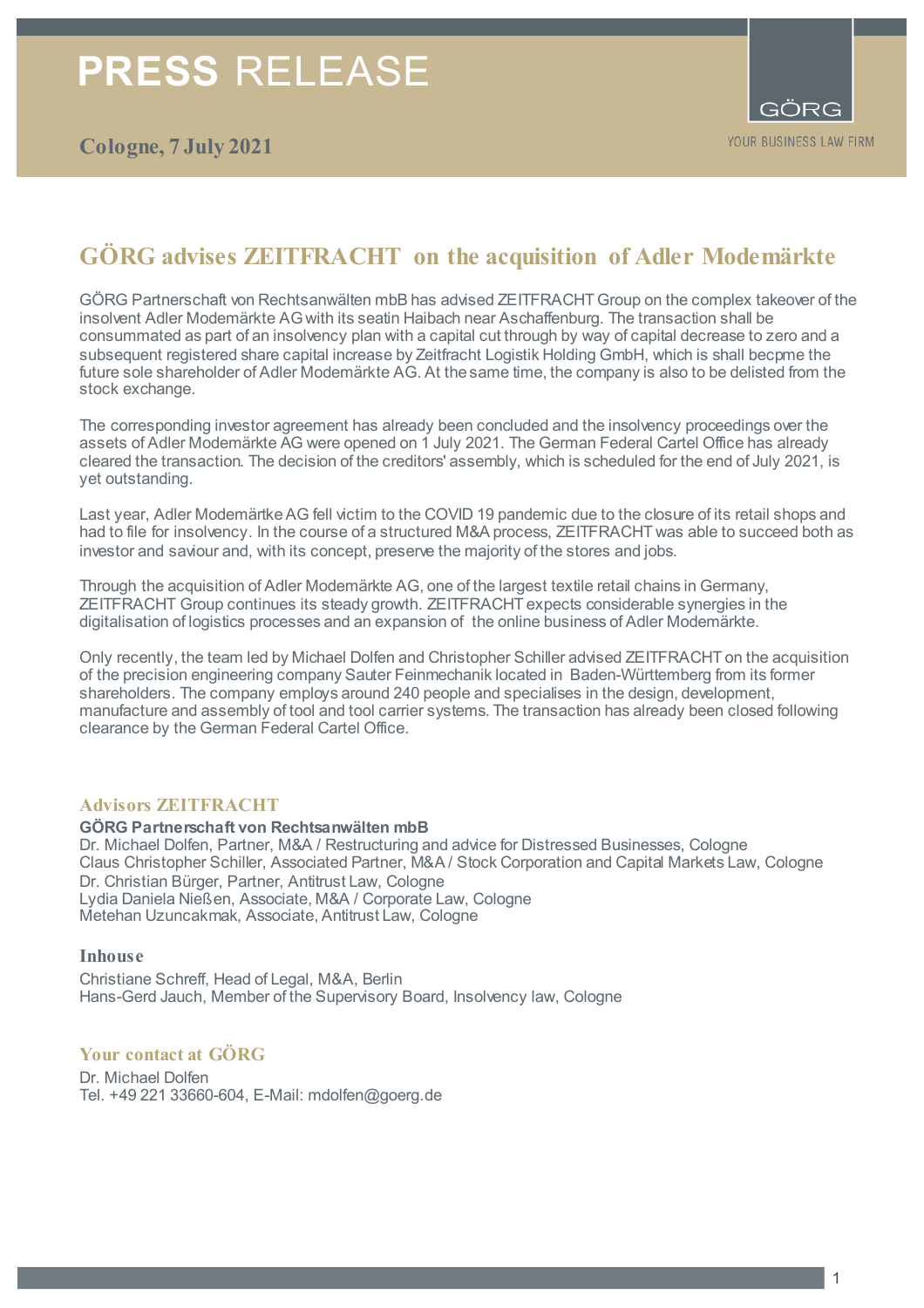# PRESS RELEASE

GÖRG
YOUR BUSINESS LAW FIRM

**Cologne, 7 July 2021**

## GÖRG advises ZEITFRACHT on the acquisition of Adler Modemärkte

GÖRG Partnerschaft von Rechtsanwälten mbB has advised ZEITFRACHT Group on the complex takeover of the insolvent Adler Modemärkte AG with its seatin Haibach near Aschaffenburg. The transaction shall be consummated as part of an insolvency plan with a capital cut through by way of capital decrease to zero and a subsequent registered share capital increase by Zeitfracht Logistik Holding GmbH, which is shall becpme the future sole shareholder of Adler Modemärkte AG. At the same time, the company is also to be delisted from the stock exchange.

The corresponding investor agreement has already been concluded and the insolvency proceedings over the assets of Adler Modemärkte AG were opened on 1 July 2021. The German Federal Cartel Office has already cleared the transaction. The decision of the creditors' assembly, which is scheduled for the end of July 2021, is yet outstanding.

Last year, Adler Modemärtke AG fell victim to the COVID 19 pandemic due to the closure of its retail shops and had to file for insolvency. In the course of a structured M&A process, ZEITFRACHT was able to succeed both as investor and saviour and, with its concept, preserve the majority of the stores and jobs.

Through the acquisition of Adler Modemärkte AG, one of the largest textile retail chains in Germany, ZEITFRACHT Group continues its steady growth. ZEITFRACHT expects considerable synergies in the digitalisation of logistics processes and an expansion of the online business of Adler Modemärkte.

Only recently, the team led by Michael Dolfen and Christopher Schiller advised ZEITFRACHT on the acquisition of the precision engineering company Sauter Feinmechanik located in Baden-Württemberg from its former shareholders. The company employs around 240 people and specialises in the design, development, manufacture and assembly of tool and tool carrier systems. The transaction has already been closed following clearance by the German Federal Cartel Office.

### Advisors ZEITFRACHT

**GÖRG Partnerschaft von Rechtsanwälten mbB**
Dr. Michael Dolfen, Partner, M&A / Restructuring and advice for Distressed Businesses, Cologne
Claus Christopher Schiller, Associated Partner, M&A / Stock Corporation and Capital Markets Law, Cologne
Dr. Christian Bürger, Partner, Antitrust Law, Cologne
Lydia Daniela Nießen, Associate, M&A / Corporate Law, Cologne
Metehan Uzuncakmak, Associate, Antitrust Law, Cologne

### Inhouse

Christiane Schreff, Head of Legal, M&A, Berlin
Hans-Gerd Jauch, Member of the Supervisory Board, Insolvency law, Cologne

### Your contact at GÖRG

Dr. Michael Dolfen
Tel. +49 221 33660-604, E-Mail: mdolfen@goerg.de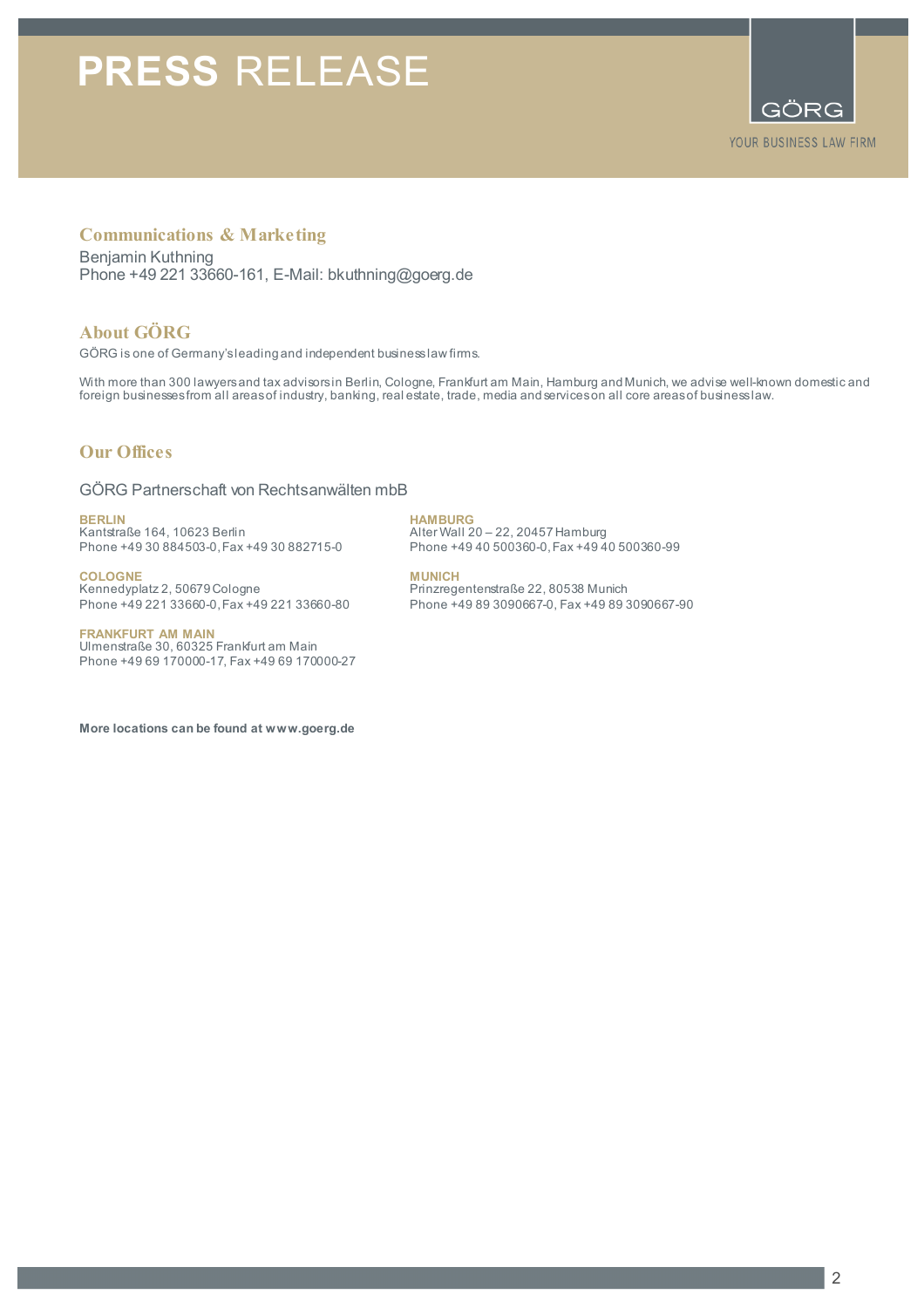# PRESS RELEASE

## Communications & Marketing

Benjamin Kuthning
Phone +49 221 33660-161, E-Mail: bkuthning@goerg.de

## About GÖRG

GÖRG is one of Germany's leading and independent business law firms.

With more than 300 lawyers and tax advisors in Berlin, Cologne, Frankfurt am Main, Hamburg and Munich, we advise well-known domestic and foreign businesses from all areas of industry, banking, real estate, trade, media and services on all core areas of business law.

## Our Offices

GÖRG Partnerschaft von Rechtsanwälten mbB

**BERLIN**
Kantstraße 164, 10623 Berlin
Phone +49 30 884503-0, Fax +49 30 882715-0

**COLOGNE**
Kennedyplatz 2, 50679 Cologne
Phone +49 221 33660-0, Fax +49 221 33660-80

**FRANKFURT AM MAIN**
Ulmenstraße 30, 60325 Frankfurt am Main
Phone +49 69 170000-17, Fax +49 69 170000-27

**HAMBURG**
Alter Wall 20 – 22, 20457 Hamburg
Phone +49 40 500360-0, Fax +49 40 500360-99

**MUNICH**
Prinzregentenstraße 22, 80538 Munich
Phone +49 89 3090667-0, Fax +49 89 3090667-90

**More locations can be found at www.goerg.de**